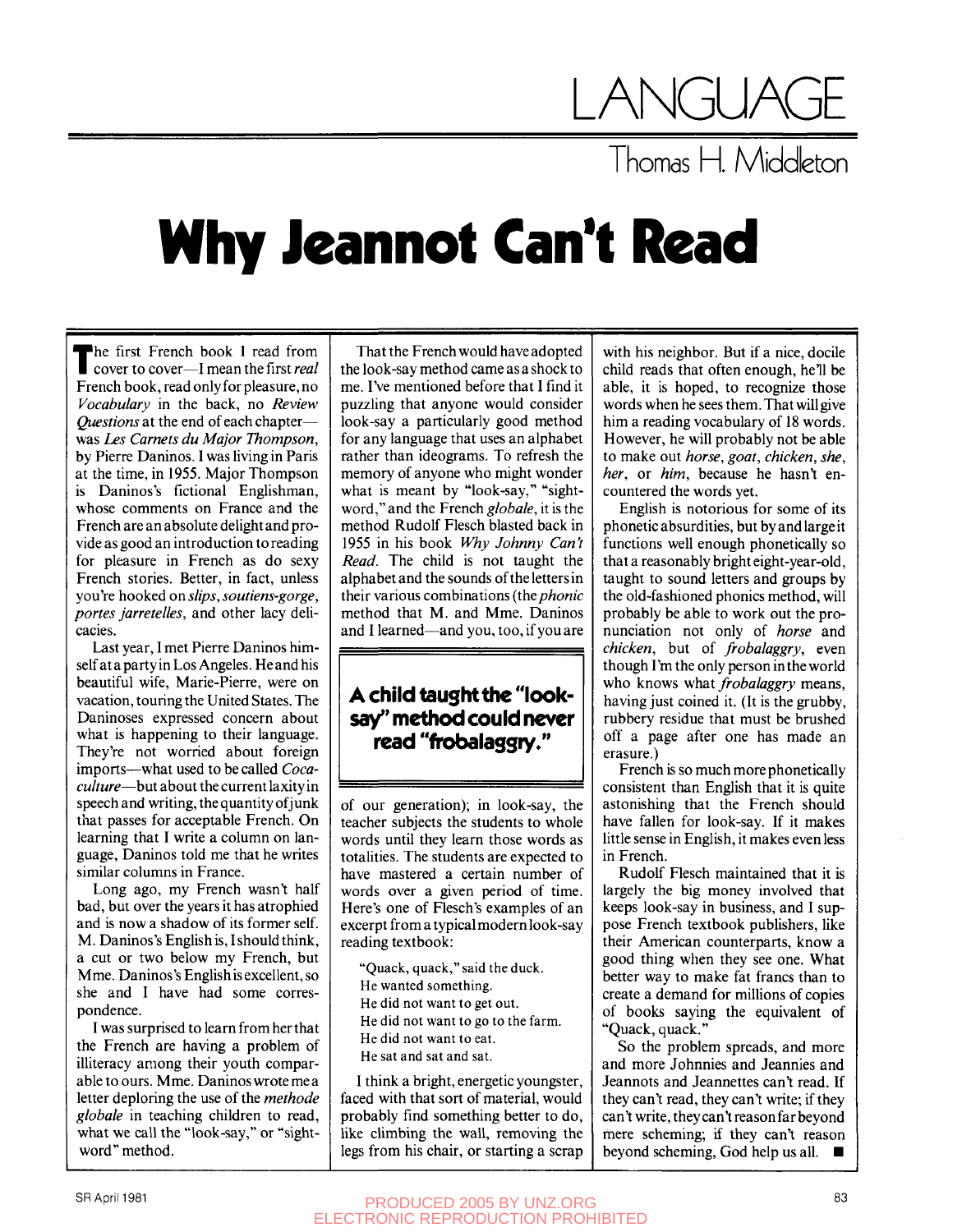# LANGUAGE

## Thomas H. Middleton

# Why Jeannot Can't Read

The first French book I read from cover to cover—I mean the first *real* French book, read only for pleasure, no *Vocabulary* in the back, no *Review Questions* at the end of each chapter—was *Les Carnets du Major Thompson*, by Pierre Daninos. I was living in Paris at the time, in 1955. Major Thompson is Daninos's fictional Englishman, whose comments on France and the French are an absolute delight and provide as good an introduction to reading for pleasure in French as do sexy French stories. Better, in fact, unless you're hooked on *slips*, *soutiens-gorge*, *portes jarretelles*, and other lacy delicacies.

Last year, I met Pierre Daninos himself at a party in Los Angeles. He and his beautiful wife, Marie-Pierre, were on vacation, touring the United States. The Daninoses expressed concern about what is happening to their language. They're not worried about foreign imports—what used to be called *Coca-culture*—but about the current laxity in speech and writing, the quantity of junk that passes for acceptable French. On learning that I write a column on language, Daninos told me that he writes similar columns in France.

Long ago, my French wasn't half bad, but over the years it has atrophied and is now a shadow of its former self. M. Daninos's English is, I should think, a cut or two below my French, but Mme. Daninos's English is excellent, so she and I have had some correspondence.

I was surprised to learn from her that the French are having a problem of illiteracy among their youth comparable to ours. Mme. Daninos wrote me a letter deploring the use of the *methode globale* in teaching children to read, what we call the "look-say," or "sight-word" method.

That the French would have adopted the look-say method came as a shock to me. I've mentioned before that I find it puzzling that anyone would consider look-say a particularly good method for any language that uses an alphabet rather than ideograms. To refresh the memory of anyone who might wonder what is meant by "look-say," "sight-word," and the French *globale*, it is the method Rudolf Flesch blasted back in 1955 in his book *Why Johnny Can't Read*. The child is not taught the alphabet and the sounds of the letters in their various combinations (the *phonic* method that M. and Mme. Daninos and I learned—and you, too, if you are of our generation); in look-say, the teacher subjects the students to whole words until they learn those words as totalities. The students are expected to have mastered a certain number of words over a given period of time. Here's one of Flesch's examples of an excerpt from a typical modern look-say reading textbook:

> **A child taught the "look-say" method could never read "frobalaggry."**

"Quack, quack," said the duck.  
He wanted something.  
He did not want to get out.  
He did not want to go to the farm.  
He did not want to eat.  
He sat and sat and sat.

I think a bright, energetic youngster, faced with that sort of material, would probably find something better to do, like climbing the wall, removing the legs from his chair, or starting a scrap with his neighbor. But if a nice, docile child reads that often enough, he'll be able, it is hoped, to recognize those words when he sees them. That will give him a reading vocabulary of 18 words. However, he will probably not be able to make out *horse*, *goat*, *chicken*, *she*, *her*, or *him*, because he hasn't encountered the words yet.

English is notorious for some of its phonetic absurdities, but by and large it functions well enough phonetically so that a reasonably bright eight-year-old, taught to sound letters and groups by the old-fashioned phonics method, will probably be able to work out the pronunciation not only of *horse* and *chicken*, but of *frobalaggry*, even though I'm the only person in the world who knows what *frobalaggry* means, having just coined it. (It is the grubby, rubbery residue that must be brushed off a page after one has made an erasure.)

French is so much more phonetically consistent than English that it is quite astonishing that the French should have fallen for look-say. If it makes little sense in English, it makes even less in French.

Rudolf Flesch maintained that it is largely the big money involved that keeps look-say in business, and I suppose French textbook publishers, like their American counterparts, know a good thing when they see one. What better way to make fat francs than to create a demand for millions of copies of books saying the equivalent of "Quack, quack."

So the problem spreads, and more and more Johnnies and Jeannies and Jeannots and Jeannettes can't read. If they can't read, they can't write; if they can't write, they can't reason far beyond mere scheming; if they can't reason beyond scheming, God help us all. ■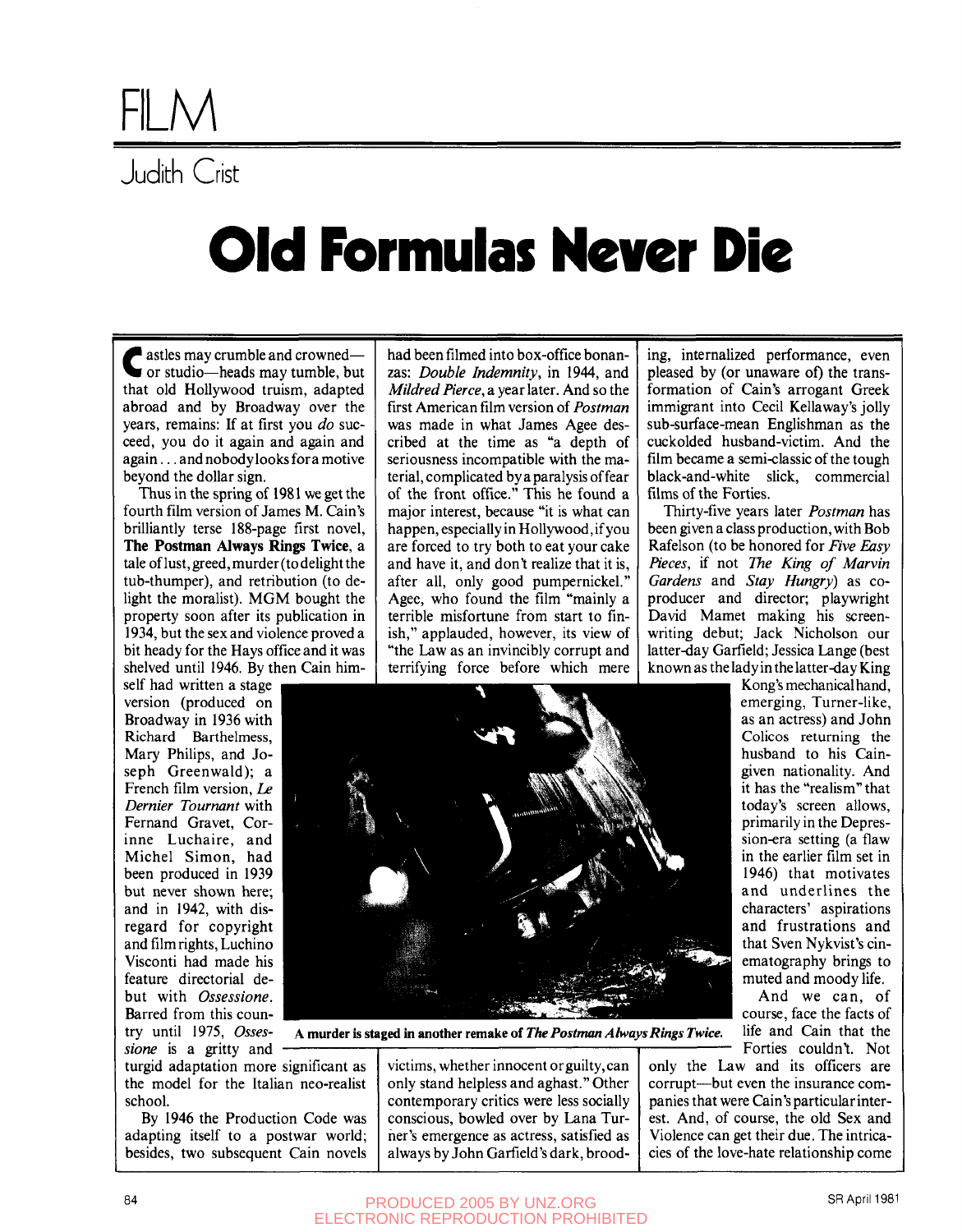# FILM

## Judith Crist

# Old Formulas Never Die

Castles may crumble and crowned—or studio—heads may tumble, but that old Hollywood truism, adapted abroad and by Broadway over the years, remains: If at first you *do* succeed, you do it again and again and again . . . and nobody looks for a motive beyond the dollar sign.

Thus in the spring of 1981 we get the fourth film version of James M. Cain's brilliantly terse 188-page first novel, **The Postman Always Rings Twice**, a tale of lust, greed, murder (to delight the tub-thumper), and retribution (to delight the moralist). MGM bought the property soon after its publication in 1934, but the sex and violence proved a bit heady for the Hays office and it was shelved until 1946. By then Cain himself had written a stage version (produced on Broadway in 1936 with Richard Barthelmess, Mary Philips, and Joseph Greenwald); a French film version, *Le Dernier Tournant* with Fernand Gravet, Corinne Luchaire, and Michel Simon, had been produced in 1939 but never shown here; and in 1942, with disregard for copyright and film rights, Luchino Visconti had made his feature directorial debut with *Ossessione*. Barred from this country until 1975, *Ossessione* is a gritty and turgid adaptation more significant as the model for the Italian neo-realist school.

By 1946 the Production Code was adapting itself to a postwar world; besides, two subsequent Cain novels had been filmed into box-office bonanzas: *Double Indemnity*, in 1944, and *Mildred Pierce*, a year later. And so the first American film version of *Postman* was made in what James Agee described at the time as "a depth of seriousness incompatible with the material, complicated by a paralysis of fear of the front office." This he found a major interest, because "it is what can happen, especially in Hollywood, if you are forced to try both to eat your cake and have it, and don't realize that it is, after all, only good pumpernickel." Agee, who found the film "mainly a terrible misfortune from start to finish," applauded, however, its view of "the Law as an invincibly corrupt and terrifying force before which mere victims, whether innocent or guilty, can only stand helpless and aghast." Other contemporary critics were less socially conscious, bowled over by Lana Turner's emergence as actress, satisfied as always by John Garfield's dark, brooding, internalized performance, even pleased by (or unaware of) the transformation of Cain's arrogant Greek immigrant into Cecil Kellaway's jolly sub-surface-mean Englishman as the cuckolded husband-victim. And the film became a semi-classic of the tough black-and-white slick, commercial films of the Forties.

A murder is staged in another remake of *The Postman Always Rings Twice*.

Thirty-five years later *Postman* has been given a class production, with Bob Rafelson (to be honored for *Five Easy Pieces*, if not *The King of Marvin Gardens* and *Stay Hungry*) as co-producer and director; playwright David Mamet making his screenwriting debut; Jack Nicholson our latter-day Garfield; Jessica Lange (best known as the lady in the latter-day King Kong's mechanical hand, emerging, Turner-like, as an actress) and John Colicos returning the husband to his Cain-given nationality. And it has the "realism" that today's screen allows, primarily in the Depression-era setting (a flaw in the earlier film set in 1946) that motivates and underlines the characters' aspirations and frustrations and that Sven Nykvist's cinematography brings to muted and moody life.

And we can, of course, face the facts of life and Cain that the Forties couldn't. Not only the Law and its officers are corrupt—but even the insurance companies that were Cain's particular interest. And, of course, the old Sex and Violence can get their due. The intricacies of the love-hate relationship come